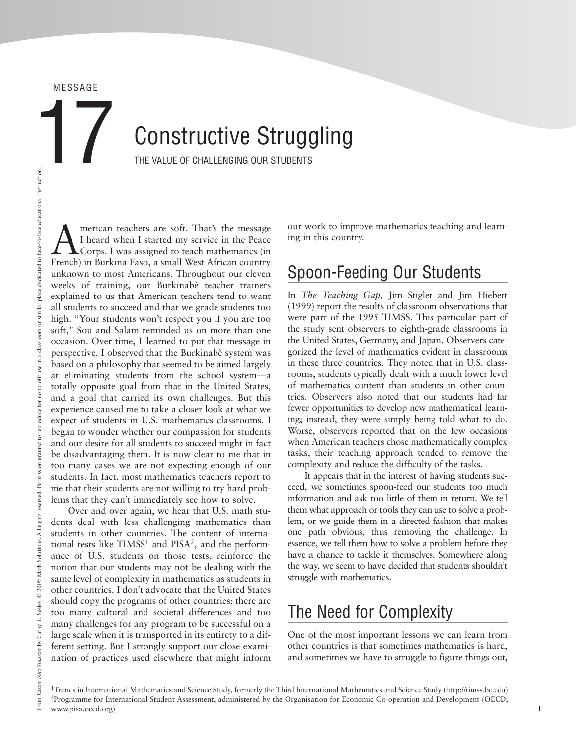MESSAGE

# 17 Constructive Struggling

THE VALUE OF CHALLENGING OUR STUDENTS

American teachers are soft. That's the message I heard when I started my service in the Peace Corps. I was assigned to teach mathematics (in French) in Burkina Faso, a small West African country unknown to most Americans. Throughout our eleven weeks of training, our Burkinabè teacher trainers explained to us that American teachers tend to want all students to succeed and that we grade students too high. "Your students won't respect you if you are too soft," Sou and Salam reminded us on more than one occasion. Over time, I learned to put that message in perspective. I observed that the Burkinabè system was based on a philosophy that seemed to be aimed largely at eliminating students from the school system—a totally opposite goal from that in the United States, and a goal that carried its own challenges. But this experience caused me to take a closer look at what we expect of students in U.S. mathematics classrooms. I began to wonder whether our compassion for students and our desire for all students to succeed might in fact be disadvantaging them. It is now clear to me that in too many cases we are not expecting enough of our students. In fact, most mathematics teachers report to me that their students are not willing to try hard problems that they can't immediately see how to solve.

Over and over again, we hear that U.S. math students deal with less challenging mathematics than students in other countries. The content of international tests like TIMSS[1] and PISA[2], and the performance of U.S. students on those tests, reinforce the notion that our students may not be dealing with the same level of complexity in mathematics as students in other countries. I don't advocate that the United States should copy the programs of other countries; there are too many cultural and societal differences and too many challenges for any program to be successful on a large scale when it is transported in its entirety to a different setting. But I strongly support our close examination of practices used elsewhere that might inform our work to improve mathematics teaching and learning in this country.

## Spoon-Feeding Our Students

In *The Teaching Gap,* Jim Stigler and Jim Hiebert (1999) report the results of classroom observations that were part of the 1995 TIMSS. This particular part of the study sent observers to eighth-grade classrooms in the United States, Germany, and Japan. Observers categorized the level of mathematics evident in classrooms in these three countries. They noted that in U.S. classrooms, students typically dealt with a much lower level of mathematics content than students in other countries. Observers also noted that our students had far fewer opportunities to develop new mathematical learning; instead, they were simply being told what to do. Worse, observers reported that on the few occasions when American teachers chose mathematically complex tasks, their teaching approach tended to remove the complexity and reduce the difficulty of the tasks.

It appears that in the interest of having students succeed, we sometimes spoon-feed our students too much information and ask too little of them in return. We tell them what approach or tools they can use to solve a problem, or we guide them in a directed fashion that makes one path obvious, thus removing the challenge. In essence, we tell them how to solve a problem before they have a chance to tackle it themselves. Somewhere along the way, we seem to have decided that students shouldn't struggle with mathematics.

## The Need for Complexity

One of the most important lessons we can learn from other countries is that sometimes mathematics is hard, and sometimes we have to struggle to figure things out,

[1]Trends in International Mathematics and Science Study, formerly the Third International Mathematics and Science Study (http://timss.bc.edu)
[2]Programme for International Student Assessment, administered by the Organisation for Economic Co-operation and Development (OECD; www.pisa.oecd.org)

From *Faster Isn't Smarter* by Cathy L. Seeley. © 2009 Math Solutions. All rights reserved. Permission granted to reproduce for nonprofit use in a classroom or similar place dedicated to face-to-face educational instruction.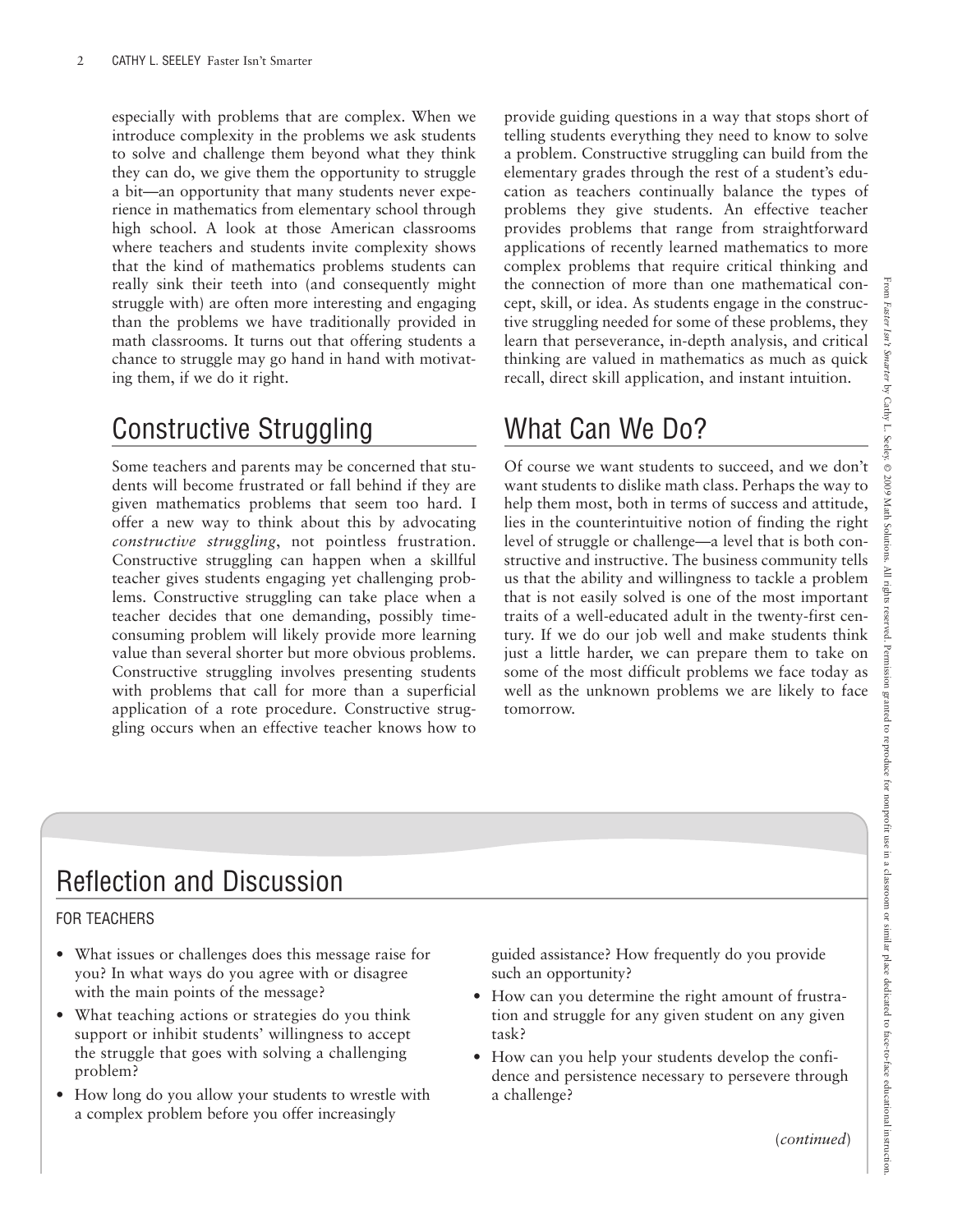especially with problems that are complex. When we introduce complexity in the problems we ask students to solve and challenge them beyond what they think they can do, we give them the opportunity to struggle a bit—an opportunity that many students never experience in mathematics from elementary school through high school. A look at those American classrooms where teachers and students invite complexity shows that the kind of mathematics problems students can really sink their teeth into (and consequently might struggle with) are often more interesting and engaging than the problems we have traditionally provided in math classrooms. It turns out that offering students a chance to struggle may go hand in hand with motivating them, if we do it right.

## Constructive Struggling

Some teachers and parents may be concerned that students will become frustrated or fall behind if they are given mathematics problems that seem too hard. I offer a new way to think about this by advocating *constructive struggling*, not pointless frustration. Constructive struggling can happen when a skillful teacher gives students engaging yet challenging problems. Constructive struggling can take place when a teacher decides that one demanding, possibly time-consuming problem will likely provide more learning value than several shorter but more obvious problems. Constructive struggling involves presenting students with problems that call for more than a superficial application of a rote procedure. Constructive struggling occurs when an effective teacher knows how to provide guiding questions in a way that stops short of telling students everything they need to know to solve a problem. Constructive struggling can build from the elementary grades through the rest of a student's education as teachers continually balance the types of problems they give students. An effective teacher provides problems that range from straightforward applications of recently learned mathematics to more complex problems that require critical thinking and the connection of more than one mathematical concept, skill, or idea. As students engage in the constructive struggling needed for some of these problems, they learn that perseverance, in-depth analysis, and critical thinking are valued in mathematics as much as quick recall, direct skill application, and instant intuition.

## What Can We Do?

Of course we want students to succeed, and we don't want students to dislike math class. Perhaps the way to help them most, both in terms of success and attitude, lies in the counterintuitive notion of finding the right level of struggle or challenge—a level that is both constructive and instructive. The business community tells us that the ability and willingness to tackle a problem that is not easily solved is one of the most important traits of a well-educated adult in the twenty-first century. If we do our job well and make students think just a little harder, we can prepare them to take on some of the most difficult problems we face today as well as the unknown problems we are likely to face tomorrow.

From *Faster Isn't Smarter* by Cathy L. Seeley. © 2009 Math Solutions. All rights reserved. Permission granted to reproduce for nonprofit use in a classroom or similar place dedicated to face-to-face educational instruction.

## Reflection and Discussion

### FOR TEACHERS

- What issues or challenges does this message raise for you? In what ways do you agree with or disagree with the main points of the message?
- What teaching actions or strategies do you think support or inhibit students' willingness to accept the struggle that goes with solving a challenging problem?
- How long do you allow your students to wrestle with a complex problem before you offer increasingly guided assistance? How frequently do you provide such an opportunity?
- How can you determine the right amount of frustration and struggle for any given student on any given task?
- How can you help your students develop the confidence and persistence necessary to persevere through a challenge?

(*continued*)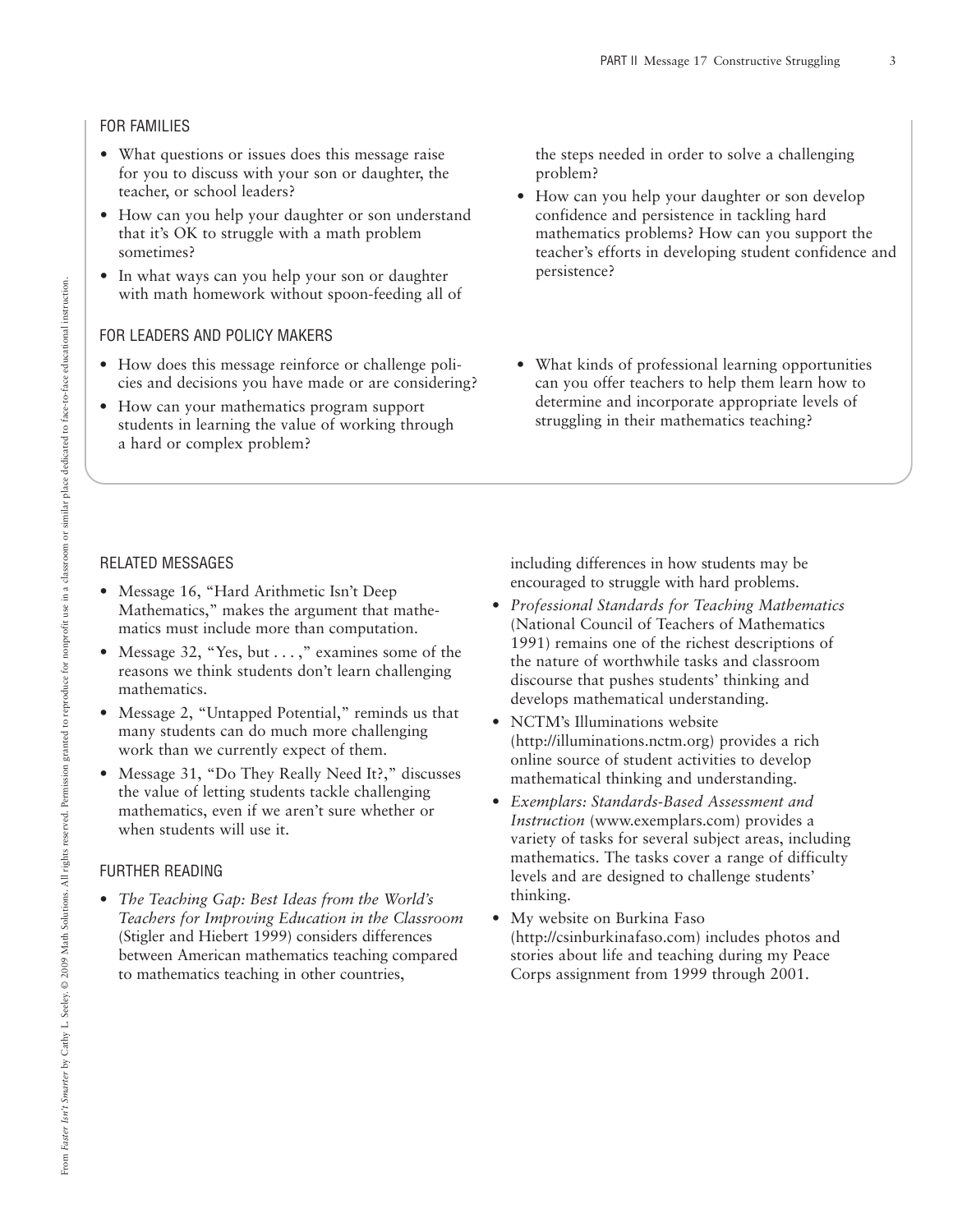## FOR FAMILIES

- What questions or issues does this message raise for you to discuss with your son or daughter, the teacher, or school leaders?
- How can you help your daughter or son understand that it's OK to struggle with a math problem sometimes?
- In what ways can you help your son or daughter with math homework without spoon-feeding all of the steps needed in order to solve a challenging problem?
- How can you help your daughter or son develop confidence and persistence in tackling hard mathematics problems? How can you support the teacher's efforts in developing student confidence and persistence?

## FOR LEADERS AND POLICY MAKERS

- How does this message reinforce or challenge policies and decisions you have made or are considering?
- How can your mathematics program support students in learning the value of working through a hard or complex problem?
- What kinds of professional learning opportunities can you offer teachers to help them learn how to determine and incorporate appropriate levels of struggling in their mathematics teaching?

## RELATED MESSAGES

- Message 16, "Hard Arithmetic Isn't Deep Mathematics," makes the argument that mathematics must include more than computation.
- Message 32, "Yes, but . . . ," examines some of the reasons we think students don't learn challenging mathematics.
- Message 2, "Untapped Potential," reminds us that many students can do much more challenging work than we currently expect of them.
- Message 31, "Do They Really Need It?," discusses the value of letting students tackle challenging mathematics, even if we aren't sure whether or when students will use it.

## FURTHER READING

- *The Teaching Gap: Best Ideas from the World's Teachers for Improving Education in the Classroom* (Stigler and Hiebert 1999) considers differences between American mathematics teaching compared to mathematics teaching in other countries, including differences in how students may be encouraged to struggle with hard problems.
- *Professional Standards for Teaching Mathematics* (National Council of Teachers of Mathematics 1991) remains one of the richest descriptions of the nature of worthwhile tasks and classroom discourse that pushes students' thinking and develops mathematical understanding.
- NCTM's Illuminations website (http://illuminations.nctm.org) provides a rich online source of student activities to develop mathematical thinking and understanding.
- *Exemplars: Standards-Based Assessment and Instruction* (www.exemplars.com) provides a variety of tasks for several subject areas, including mathematics. The tasks cover a range of difficulty levels and are designed to challenge students' thinking.
- My website on Burkina Faso (http://csinburkinafaso.com) includes photos and stories about life and teaching during my Peace Corps assignment from 1999 through 2001.